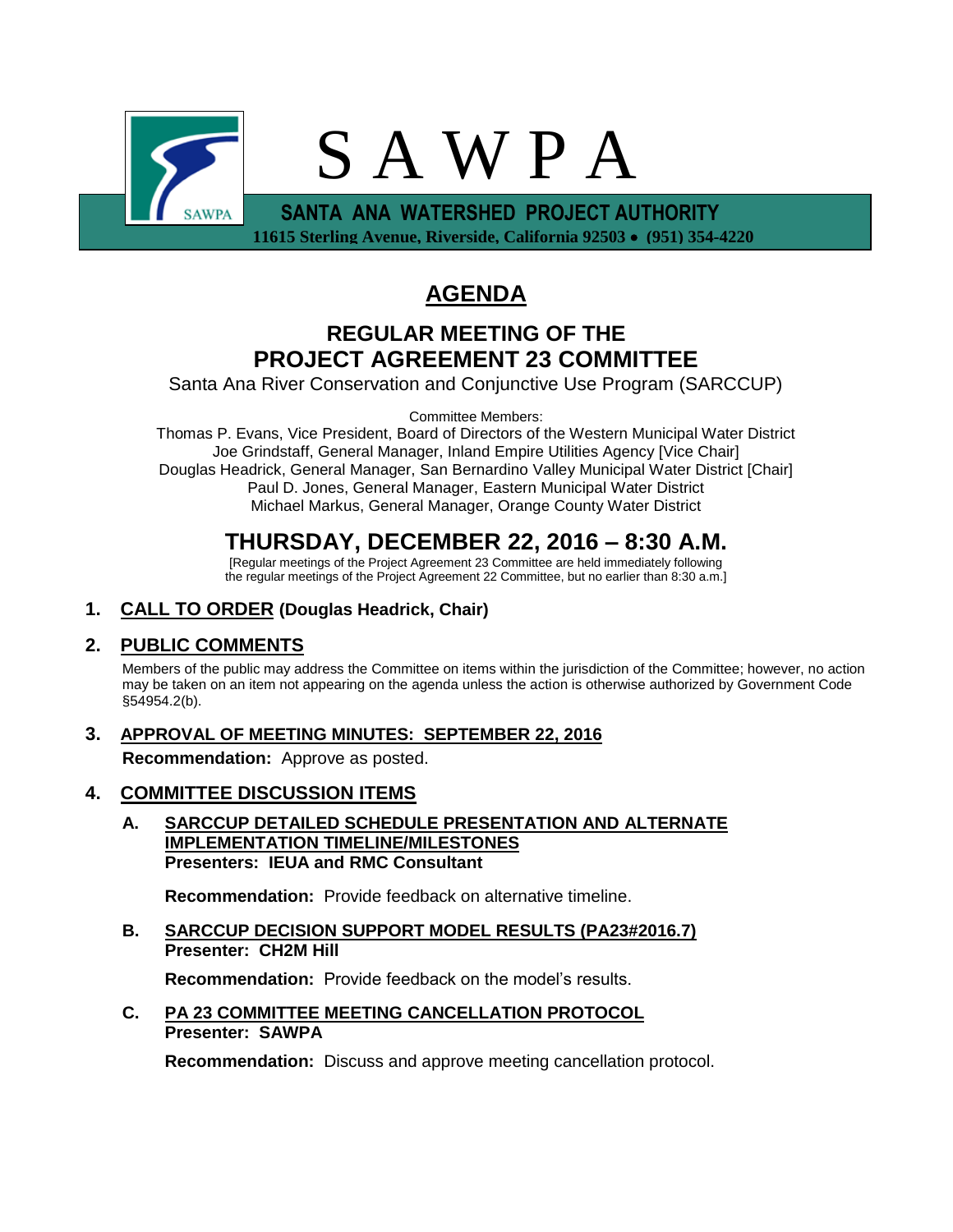# S A W P A

**SANTA ANA WATERSHED PROJECT AUTHORITY**

**11615 Sterling Avenue, Riverside, California 92503 • (951) 354-4220**

# AGENDA

## REGULAR MEETING OF THE PROJECT AGREEMENT 23 COMMITTEE

Santa Ana River Conservation and Conjunctive Use Program (SARCCUP)

Committee Members:

Thomas P. Evans, Vice President, Board of Directors of the Western Municipal Water District
Joe Grindstaff, General Manager, Inland Empire Utilities Agency [Vice Chair]
Douglas Headrick, General Manager, San Bernardino Valley Municipal Water District [Chair]
Paul D. Jones, General Manager, Eastern Municipal Water District
Michael Markus, General Manager, Orange County Water District

## THURSDAY, DECEMBER 22, 2016 – 8:30 A.M.

[Regular meetings of the Project Agreement 23 Committee are held immediately following the regular meetings of the Project Agreement 22 Committee, but no earlier than 8:30 a.m.]

### 1. CALL TO ORDER (Douglas Headrick, Chair)

### 2. PUBLIC COMMENTS

Members of the public may address the Committee on items within the jurisdiction of the Committee; however, no action may be taken on an item not appearing on the agenda unless the action is otherwise authorized by Government Code §54954.2(b).

### 3. APPROVAL OF MEETING MINUTES: SEPTEMBER 22, 2016

**Recommendation:** Approve as posted.

### 4. COMMITTEE DISCUSSION ITEMS

**A. SARCCUP DETAILED SCHEDULE PRESENTATION AND ALTERNATE IMPLEMENTATION TIMELINE/MILESTONES**
**Presenters: IEUA and RMC Consultant**

**Recommendation:** Provide feedback on alternative timeline.

**B. SARCCUP DECISION SUPPORT MODEL RESULTS (PA23#2016.7)**
**Presenter: CH2M Hill**

**Recommendation:** Provide feedback on the model's results.

**C. PA 23 COMMITTEE MEETING CANCELLATION PROTOCOL**
**Presenter: SAWPA**

**Recommendation:** Discuss and approve meeting cancellation protocol.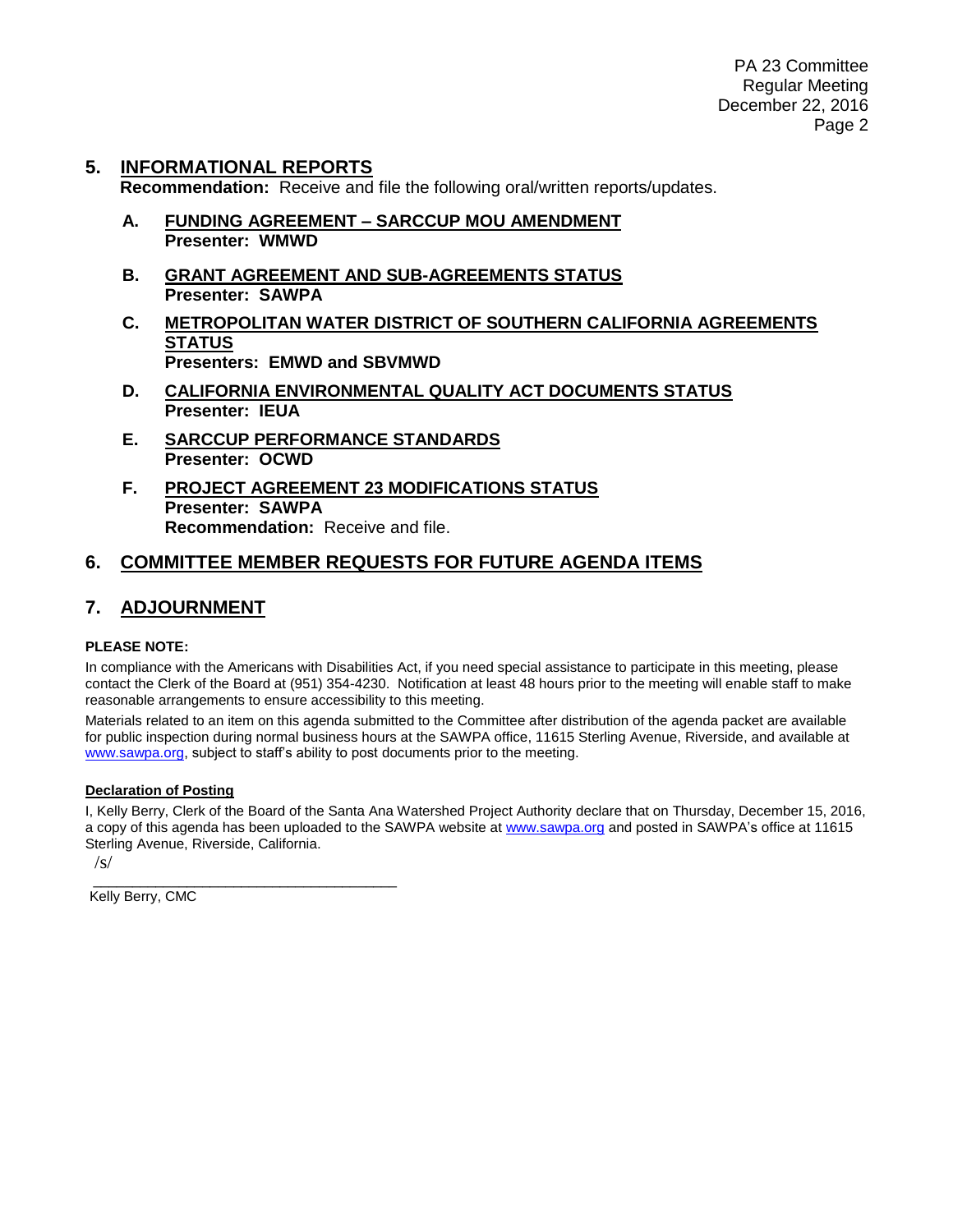## 5. INFORMATIONAL REPORTS

**Recommendation:** Receive and file the following oral/written reports/updates.

**A. FUNDING AGREEMENT – SARCCUP MOU AMENDMENT**
**Presenter: WMWD**

**B. GRANT AGREEMENT AND SUB-AGREEMENTS STATUS**
**Presenter: SAWPA**

**C. METROPOLITAN WATER DISTRICT OF SOUTHERN CALIFORNIA AGREEMENTS STATUS**
**Presenters: EMWD and SBVMWD**

**D. CALIFORNIA ENVIRONMENTAL QUALITY ACT DOCUMENTS STATUS**
**Presenter: IEUA**

**E. SARCCUP PERFORMANCE STANDARDS**
**Presenter: OCWD**

**F. PROJECT AGREEMENT 23 MODIFICATIONS STATUS**
**Presenter: SAWPA**
**Recommendation:** Receive and file.

## 6. COMMITTEE MEMBER REQUESTS FOR FUTURE AGENDA ITEMS

## 7. ADJOURNMENT

**PLEASE NOTE:**

In compliance with the Americans with Disabilities Act, if you need special assistance to participate in this meeting, please contact the Clerk of the Board at (951) 354-4230. Notification at least 48 hours prior to the meeting will enable staff to make reasonable arrangements to ensure accessibility to this meeting.

Materials related to an item on this agenda submitted to the Committee after distribution of the agenda packet are available for public inspection during normal business hours at the SAWPA office, 11615 Sterling Avenue, Riverside, and available at www.sawpa.org, subject to staff's ability to post documents prior to the meeting.

**Declaration of Posting**

I, Kelly Berry, Clerk of the Board of the Santa Ana Watershed Project Authority declare that on Thursday, December 15, 2016, a copy of this agenda has been uploaded to the SAWPA website at www.sawpa.org and posted in SAWPA's office at 11615 Sterling Avenue, Riverside, California.

/s/

_______________________________________

Kelly Berry, CMC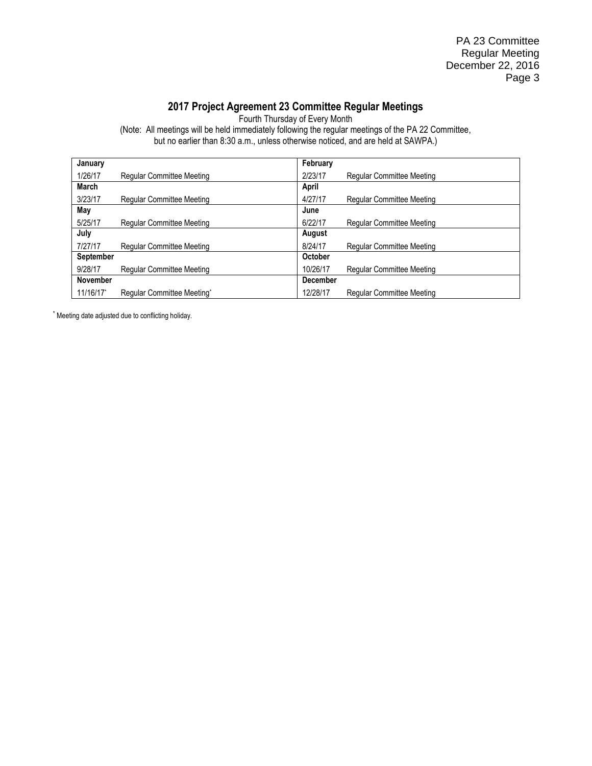## 2017 Project Agreement 23 Committee Regular Meetings

Fourth Thursday of Every Month

(Note: All meetings will be held immediately following the regular meetings of the PA 22 Committee, but no earlier than 8:30 a.m., unless otherwise noticed, and are held at SAWPA.)

| | | | |
|---|---|---|---|
| **January** | | **February** | |
| 1/26/17 | Regular Committee Meeting | 2/23/17 | Regular Committee Meeting |
| **March** | | **April** | |
| 3/23/17 | Regular Committee Meeting | 4/27/17 | Regular Committee Meeting |
| **May** | | **June** | |
| 5/25/17 | Regular Committee Meeting | 6/22/17 | Regular Committee Meeting |
| **July** | | **August** | |
| 7/27/17 | Regular Committee Meeting | 8/24/17 | Regular Committee Meeting |
| **September** | | **October** | |
| 9/28/17 | Regular Committee Meeting | 10/26/17 | Regular Committee Meeting |
| **November** | | **December** | |
| 11/16/17* | Regular Committee Meeting* | 12/28/17 | Regular Committee Meeting |

* Meeting date adjusted due to conflicting holiday.